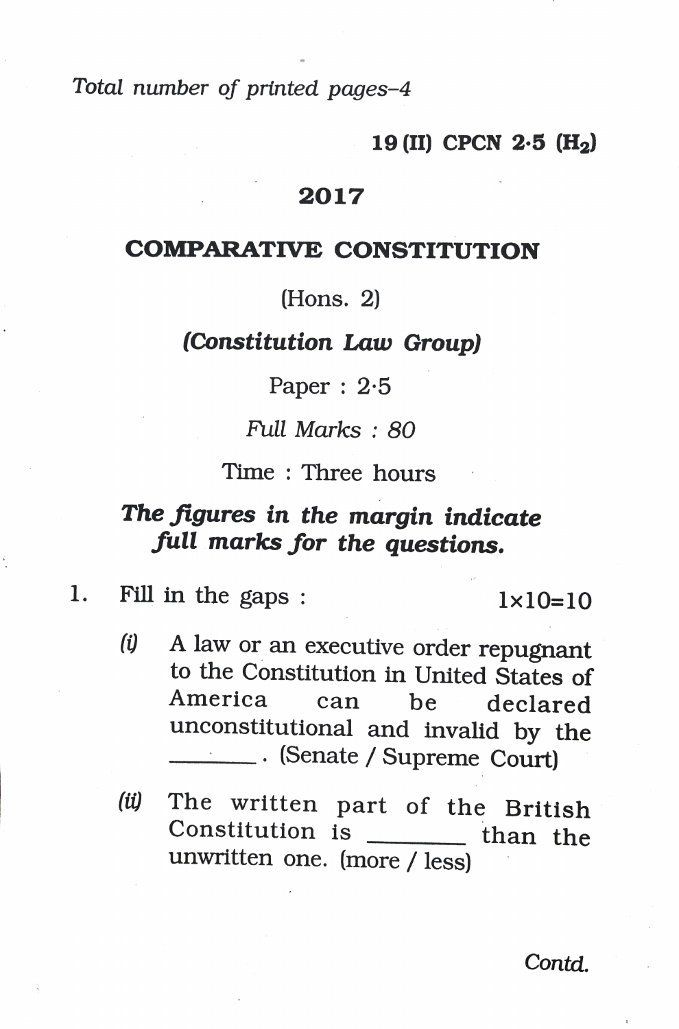Total number of printed pages–4

**19 (II) CPCN 2·5 ($H_2$)**

**2017**

## COMPARATIVE CONSTITUTION

(Hons. 2)

***(Constitution Law Group)***

Paper : 2·5

*Full Marks : 80*

Time : Three hours

***The figures in the margin indicate full marks for the questions.***

1. Fill in the gaps : 1×10=10

   *(i)* A law or an executive order repugnant to the Constitution in United States of America can be declared unconstitutional and invalid by the ________. (Senate / Supreme Court)

   *(ii)* The written part of the British Constitution is ________ than the unwritten one. (more / less)

*Contd.*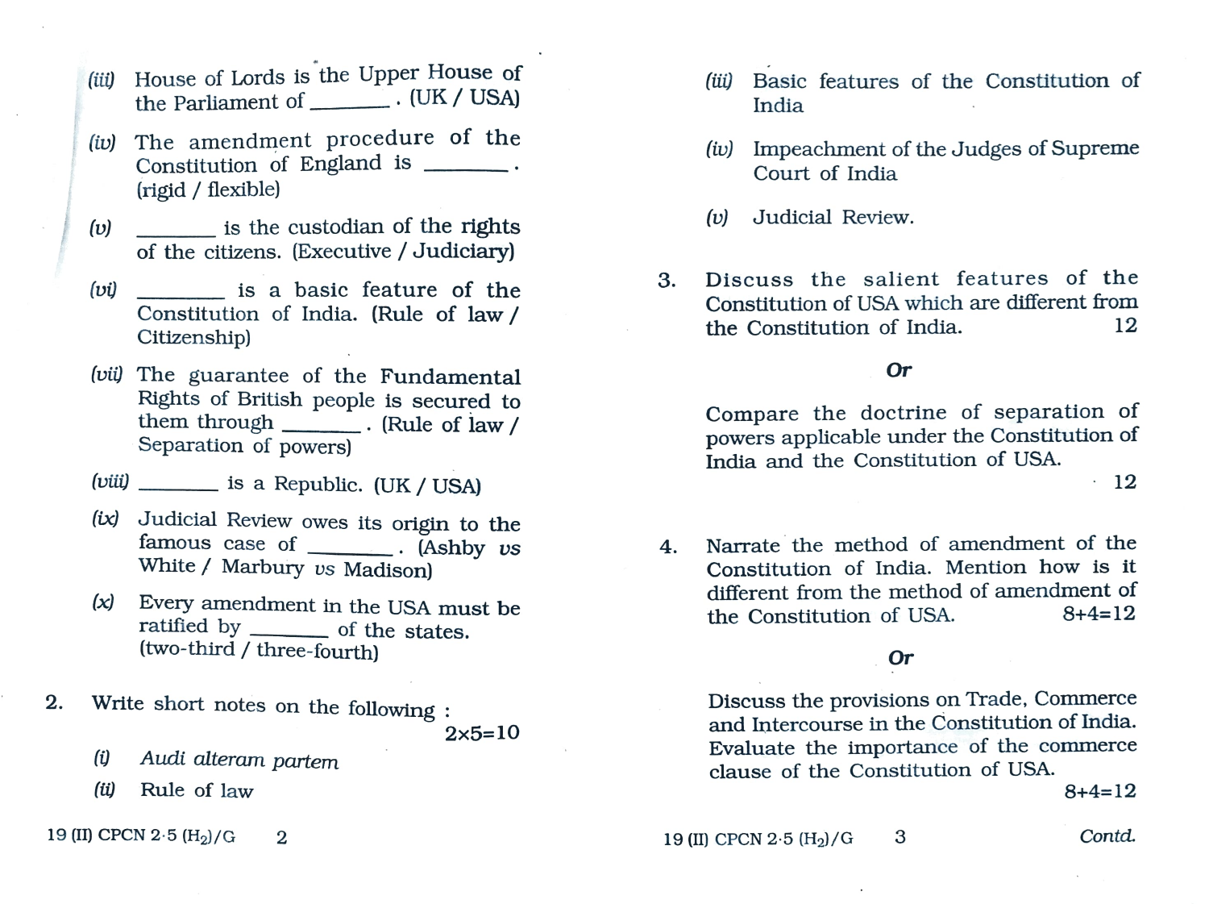(iii) House of Lords is the Upper House of the Parliament of ________ . (UK / USA)

(iv) The amendment procedure of the Constitution of England is ________ . (rigid / flexible)

(v) ________ is the custodian of the rights of the citizens. (Executive / Judiciary)

(vi) ________ is a basic feature of the Constitution of India. (Rule of law / Citizenship)

(vii) The guarantee of the Fundamental Rights of British people is secured to them through ________ . (Rule of law / Separation of powers)

(viii) ________ is a Republic. (UK / USA)

(ix) Judicial Review owes its origin to the famous case of ________ . (Ashby *vs* White / Marbury *vs* Madison)

(x) Every amendment in the USA must be ratified by ________ of the states. (two-third / three-fourth)

2. Write short notes on the following : 2×5=10

(i) *Audi alteram partem*

(ii) Rule of law

(iii) Basic features of the Constitution of India

(iv) Impeachment of the Judges of Supreme Court of India

(v) Judicial Review.

3. Discuss the salient features of the Constitution of USA which are different from the Constitution of India. 12

**Or**

Compare the doctrine of separation of powers applicable under the Constitution of India and the Constitution of USA. 12

4. Narrate the method of amendment of the Constitution of India. Mention how is it different from the method of amendment of the Constitution of USA. 8+4=12

**Or**

Discuss the provisions on Trade, Commerce and Intercourse in the Constitution of India. Evaluate the importance of the commerce clause of the Constitution of USA. 8+4=12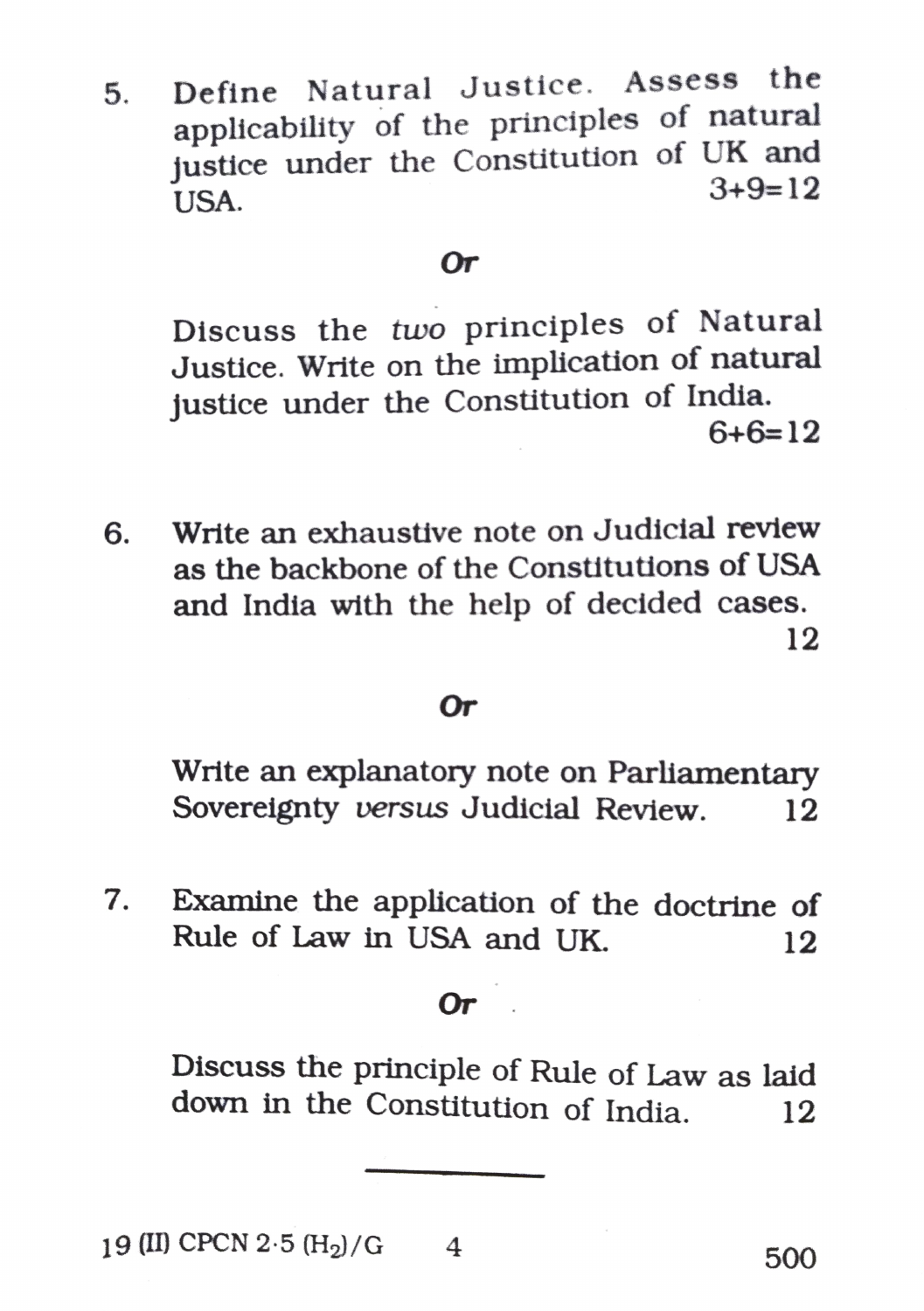5. Define Natural Justice. Assess the applicability of the principles of natural justice under the Constitution of UK and USA. 3+9=12

*Or*

Discuss the *two* principles of Natural Justice. Write on the implication of natural justice under the Constitution of India. 6+6=12

6. Write an exhaustive note on Judicial review as the backbone of the Constitutions of USA and India with the help of decided cases. 12

*Or*

Write an explanatory note on Parliamentary Sovereignty *versus* Judicial Review. 12

7. Examine the application of the doctrine of Rule of Law in USA and UK. 12

*Or*

Discuss the principle of Rule of Law as laid down in the Constitution of India. 12

---

19 (II) CPCN 2·5 ($H_2$)/G 500